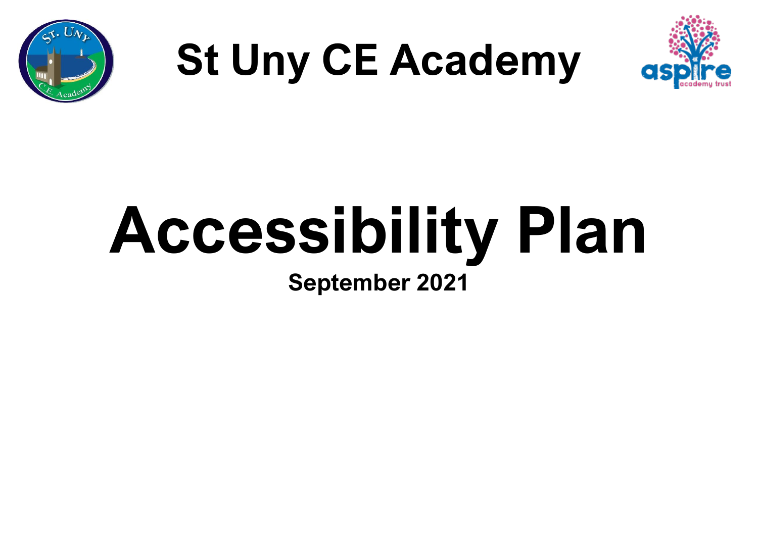# St Uny CE Academy

# Accessibility Plan

**September 2021**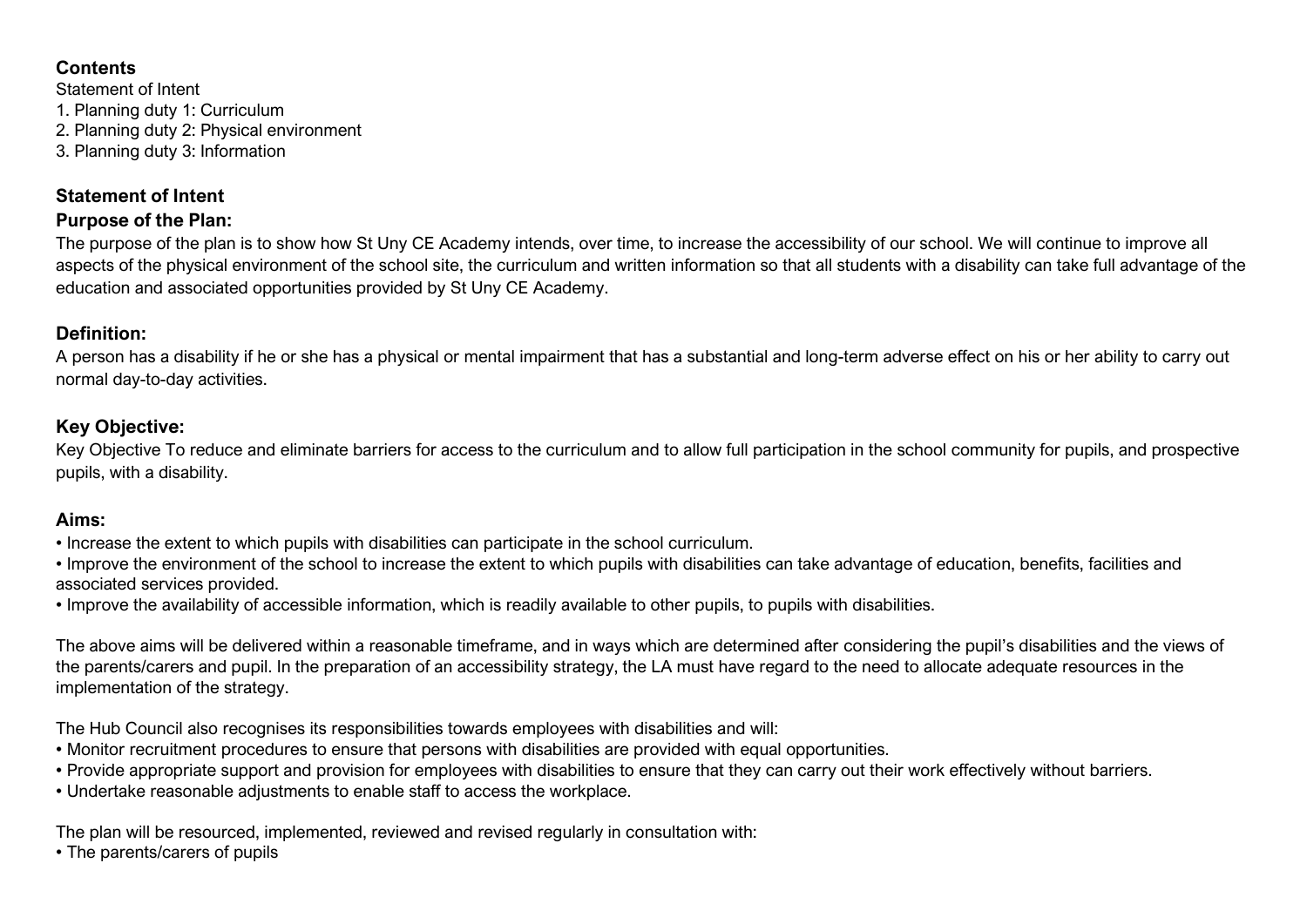**Contents**

Statement of Intent

1. Planning duty 1: Curriculum
2. Planning duty 2: Physical environment
3. Planning duty 3: Information

## Statement of Intent

### Purpose of the Plan:

The purpose of the plan is to show how St Uny CE Academy intends, over time, to increase the accessibility of our school. We will continue to improve all aspects of the physical environment of the school site, the curriculum and written information so that all students with a disability can take full advantage of the education and associated opportunities provided by St Uny CE Academy.

### Definition:

A person has a disability if he or she has a physical or mental impairment that has a substantial and long-term adverse effect on his or her ability to carry out normal day-to-day activities.

### Key Objective:

Key Objective To reduce and eliminate barriers for access to the curriculum and to allow full participation in the school community for pupils, and prospective pupils, with a disability.

### Aims:

- Increase the extent to which pupils with disabilities can participate in the school curriculum.
- Improve the environment of the school to increase the extent to which pupils with disabilities can take advantage of education, benefits, facilities and associated services provided.
- Improve the availability of accessible information, which is readily available to other pupils, to pupils with disabilities.

The above aims will be delivered within a reasonable timeframe, and in ways which are determined after considering the pupil's disabilities and the views of the parents/carers and pupil. In the preparation of an accessibility strategy, the LA must have regard to the need to allocate adequate resources in the implementation of the strategy.

The Hub Council also recognises its responsibilities towards employees with disabilities and will:

- Monitor recruitment procedures to ensure that persons with disabilities are provided with equal opportunities.
- Provide appropriate support and provision for employees with disabilities to ensure that they can carry out their work effectively without barriers.
- Undertake reasonable adjustments to enable staff to access the workplace.

The plan will be resourced, implemented, reviewed and revised regularly in consultation with:

- The parents/carers of pupils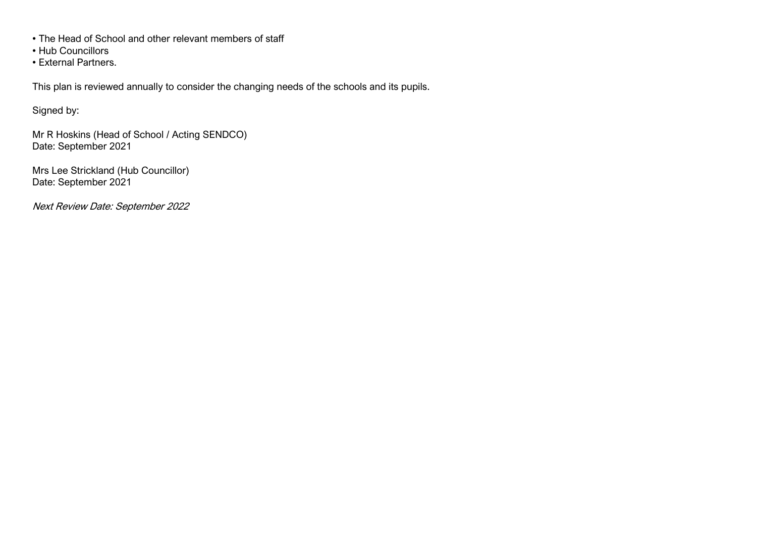- The Head of School and other relevant members of staff
- Hub Councillors
- External Partners.

This plan is reviewed annually to consider the changing needs of the schools and its pupils.

Signed by:

Mr R Hoskins (Head of School / Acting SENDCO)
Date: September 2021

Mrs Lee Strickland (Hub Councillor)
Date: September 2021

*Next Review Date: September 2022*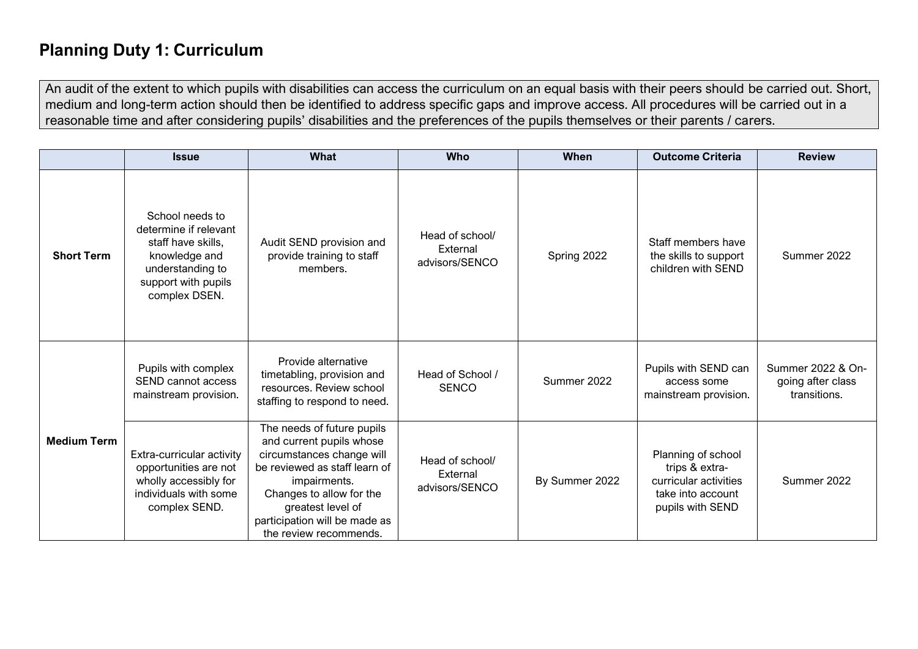# Planning Duty 1: Curriculum

An audit of the extent to which pupils with disabilities can access the curriculum on an equal basis with their peers should be carried out. Short, medium and long-term action should then be identified to address specific gaps and improve access. All procedures will be carried out in a reasonable time and after considering pupils' disabilities and the preferences of the pupils themselves or their parents / carers.

| | Issue | What | Who | When | Outcome Criteria | Review |
|---|---|---|---|---|---|---|
| **Short Term** | School needs to determine if relevant staff have skills, knowledge and understanding to support with pupils complex DSEN. | Audit SEND provision and provide training to staff members. | Head of school/ External advisors/SENCO | Spring 2022 | Staff members have the skills to support children with SEND | Summer 2022 |
| **Medium Term** | Pupils with complex SEND cannot access mainstream provision. | Provide alternative timetabling, provision and resources. Review school staffing to respond to need. | Head of School / SENCO | Summer 2022 | Pupils with SEND can access some mainstream provision. | Summer 2022 & On-going after class transitions. |
| | Extra-curricular activity opportunities are not wholly accessibly for individuals with some complex SEND. | The needs of future pupils and current pupils whose circumstances change will be reviewed as staff learn of impairments. Changes to allow for the greatest level of participation will be made as the review recommends. | Head of school/ External advisors/SENCO | By Summer 2022 | Planning of school trips & extra-curricular activities take into account pupils with SEND | Summer 2022 |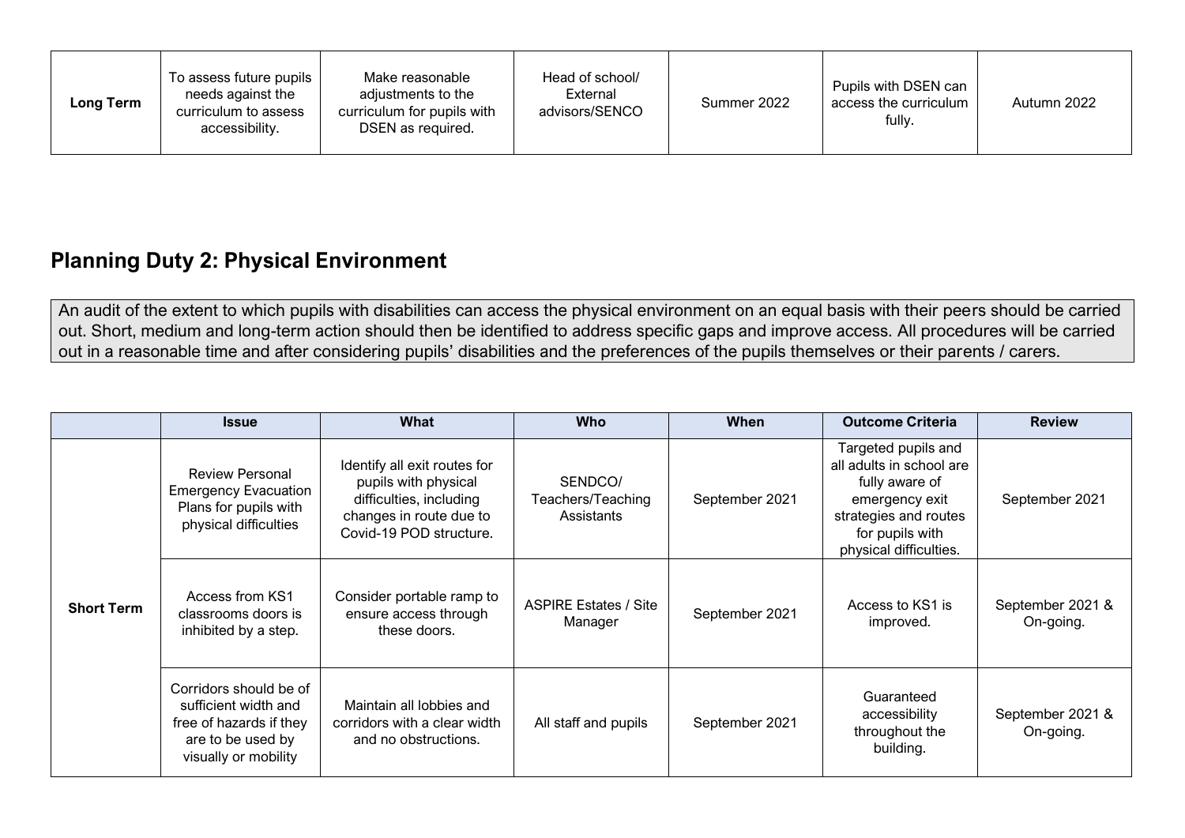| Long Term | To assess future pupils needs against the curriculum to assess accessibility. | Make reasonable adjustments to the curriculum for pupils with DSEN as required. | Head of school/ External advisors/SENCO | Summer 2022 | Pupils with DSEN can access the curriculum fully. | Autumn 2022 |
|---|---|---|---|---|---|---|

## Planning Duty 2: Physical Environment

An audit of the extent to which pupils with disabilities can access the physical environment on an equal basis with their peers should be carried out. Short, medium and long-term action should then be identified to address specific gaps and improve access. All procedures will be carried out in a reasonable time and after considering pupils' disabilities and the preferences of the pupils themselves or their parents / carers.

| | Issue | What | Who | When | Outcome Criteria | Review |
|---|---|---|---|---|---|---|
| **Short Term** | Review Personal Emergency Evacuation Plans for pupils with physical difficulties | Identify all exit routes for pupils with physical difficulties, including changes in route due to Covid-19 POD structure. | SENDCO/ Teachers/Teaching Assistants | September 2021 | Targeted pupils and all adults in school are fully aware of emergency exit strategies and routes for pupils with physical difficulties. | September 2021 |
| | Access from KS1 classrooms doors is inhibited by a step. | Consider portable ramp to ensure access through these doors. | ASPIRE Estates / Site Manager | September 2021 | Access to KS1 is improved. | September 2021 & On-going. |
| | Corridors should be of sufficient width and free of hazards if they are to be used by visually or mobility | Maintain all lobbies and corridors with a clear width and no obstructions. | All staff and pupils | September 2021 | Guaranteed accessibility throughout the building. | September 2021 & On-going. |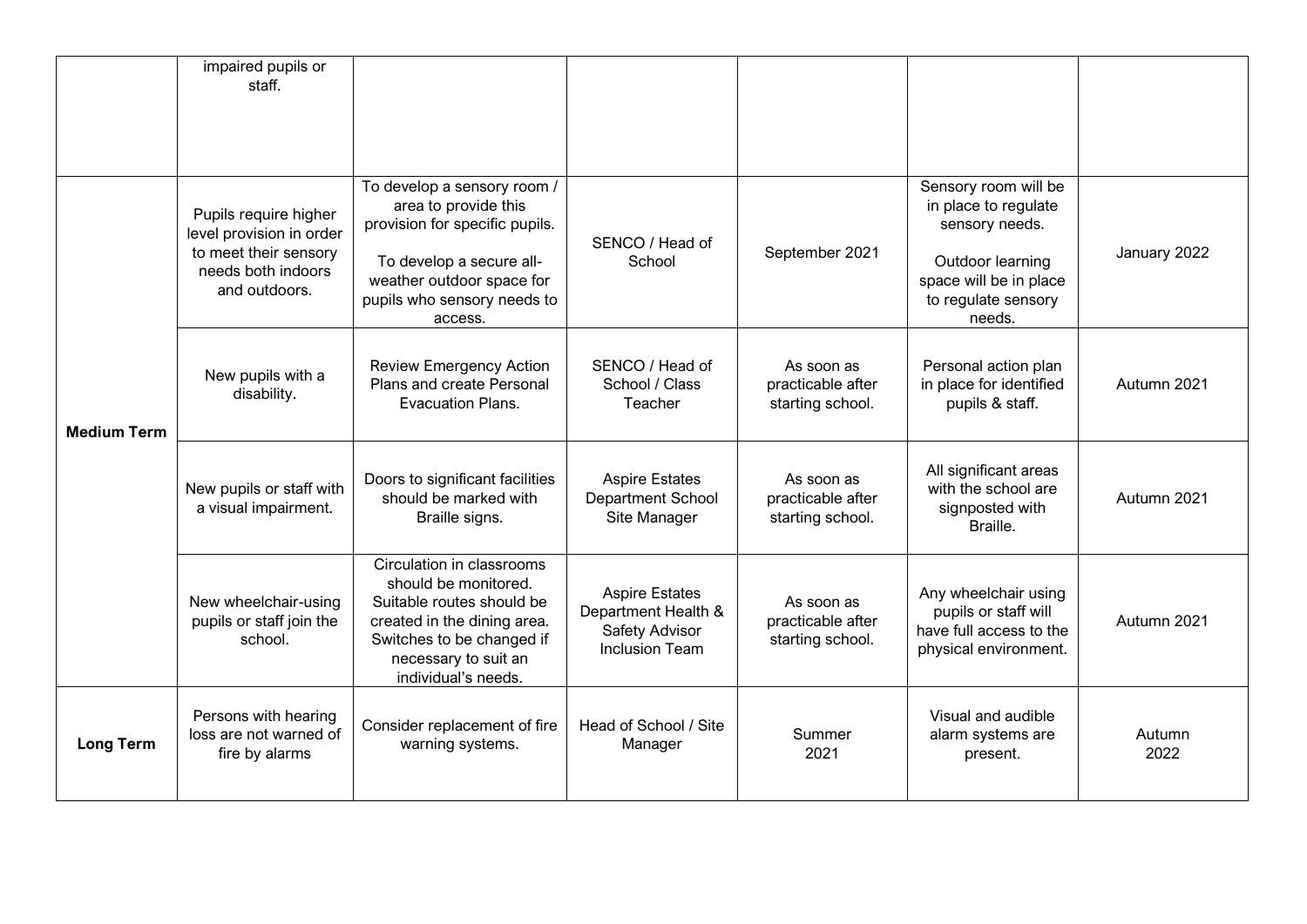| | | | | | | |
|---|---|---|---|---|---|---|
| | impaired pupils or staff. | | | | | |
| **Medium Term** | Pupils require higher level provision in order to meet their sensory needs both indoors and outdoors. | To develop a sensory room / area to provide this provision for specific pupils.<br><br>To develop a secure all-weather outdoor space for pupils who sensory needs to access. | SENCO / Head of School | September 2021 | Sensory room will be in place to regulate sensory needs.<br><br>Outdoor learning space will be in place to regulate sensory needs. | January 2022 |
| | New pupils with a disability. | Review Emergency Action Plans and create Personal Evacuation Plans. | SENCO / Head of School / Class Teacher | As soon as practicable after starting school. | Personal action plan in place for identified pupils & staff. | Autumn 2021 |
| | New pupils or staff with a visual impairment. | Doors to significant facilities should be marked with Braille signs. | Aspire Estates Department School Site Manager | As soon as practicable after starting school. | All significant areas with the school are signposted with Braille. | Autumn 2021 |
| | New wheelchair-using pupils or staff join the school. | Circulation in classrooms should be monitored. Suitable routes should be created in the dining area. Switches to be changed if necessary to suit an individual's needs. | Aspire Estates Department Health & Safety Advisor Inclusion Team | As soon as practicable after starting school. | Any wheelchair using pupils or staff will have full access to the physical environment. | Autumn 2021 |
| **Long Term** | Persons with hearing loss are not warned of fire by alarms | Consider replacement of fire warning systems. | Head of School / Site Manager | Summer 2021 | Visual and audible alarm systems are present. | Autumn 2022 |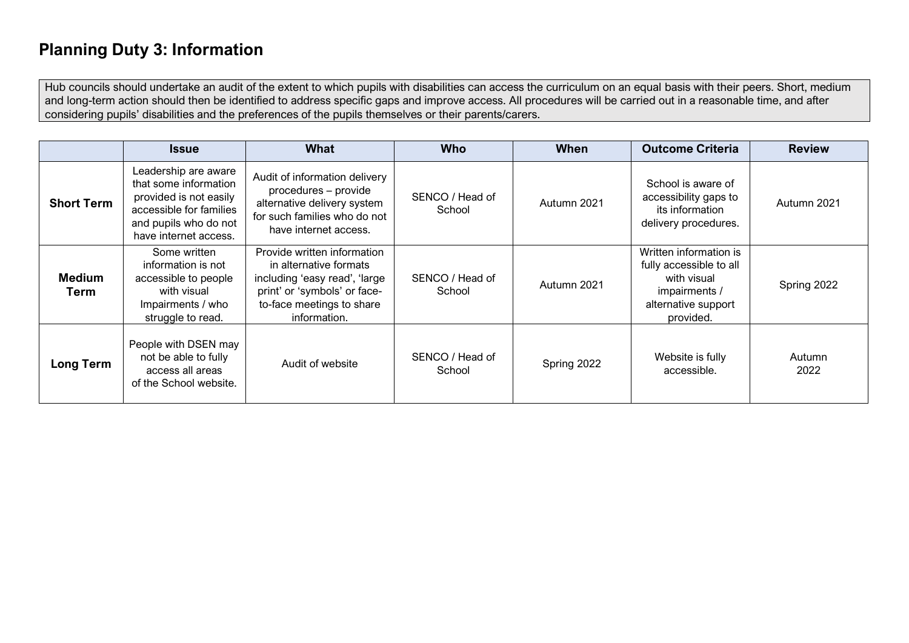## Planning Duty 3: Information

Hub councils should undertake an audit of the extent to which pupils with disabilities can access the curriculum on an equal basis with their peers. Short, medium and long-term action should then be identified to address specific gaps and improve access. All procedures will be carried out in a reasonable time, and after considering pupils' disabilities and the preferences of the pupils themselves or their parents/carers.

| | Issue | What | Who | When | Outcome Criteria | Review |
|---|---|---|---|---|---|---|
| **Short Term** | Leadership are aware that some information provided is not easily accessible for families and pupils who do not have internet access. | Audit of information delivery procedures – provide alternative delivery system for such families who do not have internet access. | SENCO / Head of School | Autumn 2021 | School is aware of accessibility gaps to its information delivery procedures. | Autumn 2021 |
| **Medium Term** | Some written information is not accessible to people with visual Impairments / who struggle to read. | Provide written information in alternative formats including 'easy read', 'large print' or 'symbols' or face-to-face meetings to share information. | SENCO / Head of School | Autumn 2021 | Written information is fully accessible to all with visual impairments / alternative support provided. | Spring 2022 |
| **Long Term** | People with DSEN may not be able to fully access all areas of the School website. | Audit of website | SENCO / Head of School | Spring 2022 | Website is fully accessible. | Autumn 2022 |